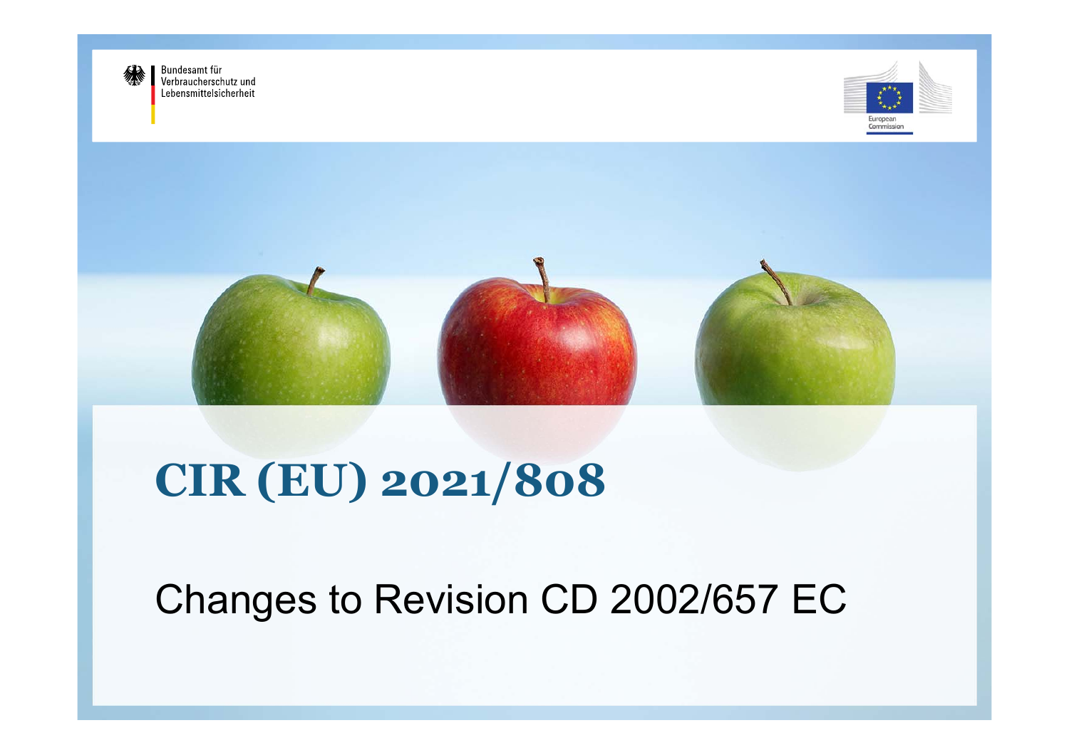Bundesamt für Verbraucherschutz und Lebensmittelsicherheit

European Commission

# CIR (EU) 2021/808

Changes to Revision CD 2002/657 EC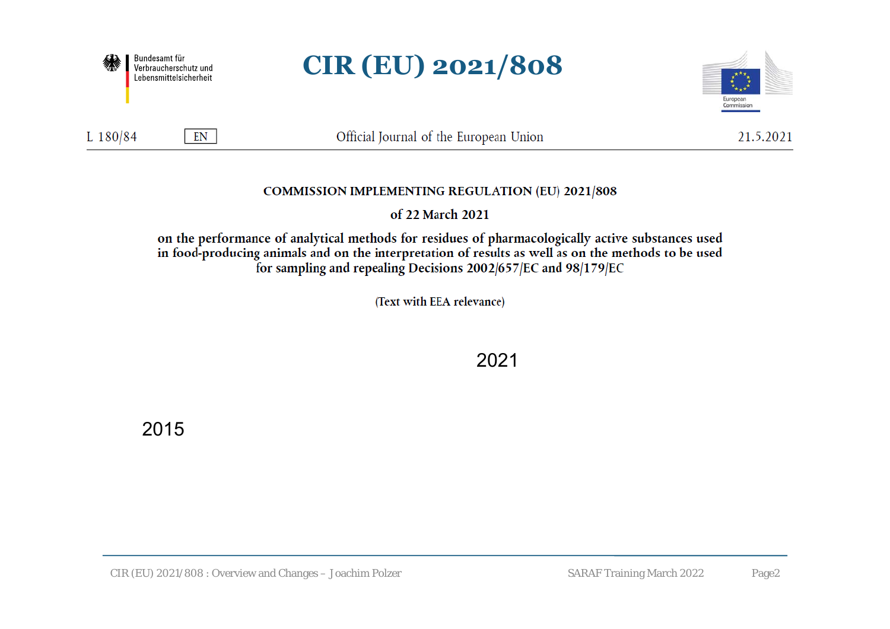# CIR (EU) 2021/808

Bundesamt für Verbraucherschutz und Lebensmittelsicherheit

European Commission

L 180/84 EN Official Journal of the European Union 21.5.2021

**COMMISSION IMPLEMENTING REGULATION (EU) 2021/808**

**of 22 March 2021**

**on the performance of analytical methods for residues of pharmacologically active substances used in food-producing animals and on the interpretation of results as well as on the methods to be used for sampling and repealing Decisions 2002/657/EC and 98/179/EC**

(Text with EEA relevance)

2021

2015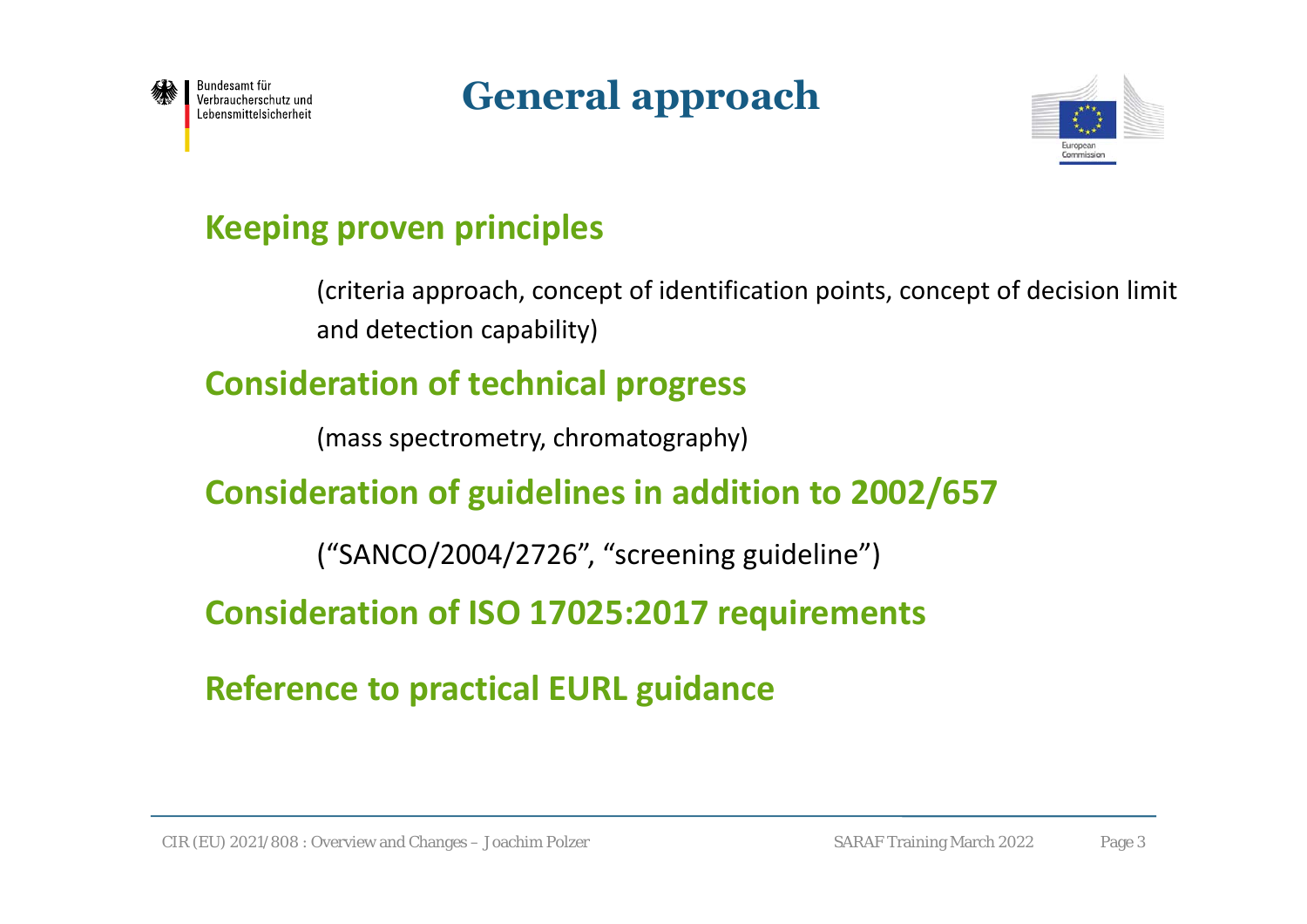# General approach

## Keeping proven principles

(criteria approach, concept of identification points, concept of decision limit and detection capability)

## Consideration of technical progress

(mass spectrometry, chromatography)

## Consideration of guidelines in addition to 2002/657

("SANCO/2004/2726", "screening guideline")

## Consideration of ISO 17025:2017 requirements

## Reference to practical EURL guidance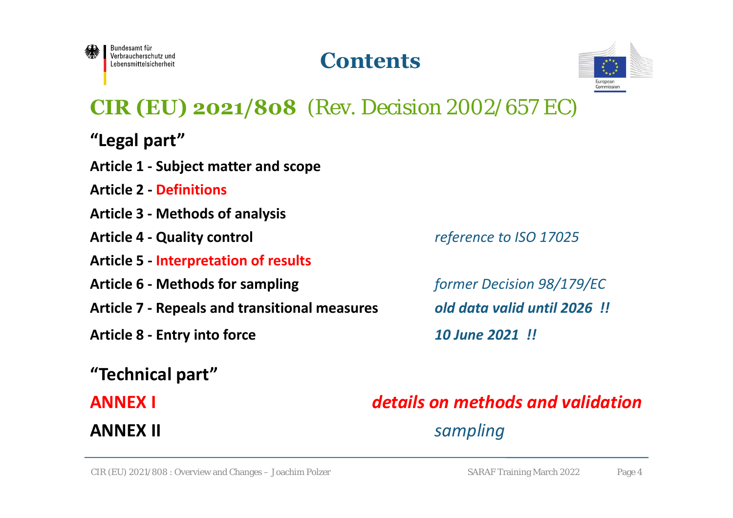# Contents

## **CIR (EU) 2021/808** (Rev. Decision 2002/657 EC)

### "Legal part"

**Article 1 - Subject matter and scope**

**Article 2 - Definitions**

**Article 3 - Methods of analysis**

**Article 4 - Quality control** *reference to ISO 17025*

**Article 5 - Interpretation of results**

**Article 6 - Methods for sampling** *former Decision 98/179/EC*

**Article 7 - Repeals and transitional measures** ***old data valid until 2026 !!***

**Article 8 - Entry into force** ***10 June 2021 !!***

### "Technical part"

**ANNEX I** ***details on methods and validation***

**ANNEX II** *sampling*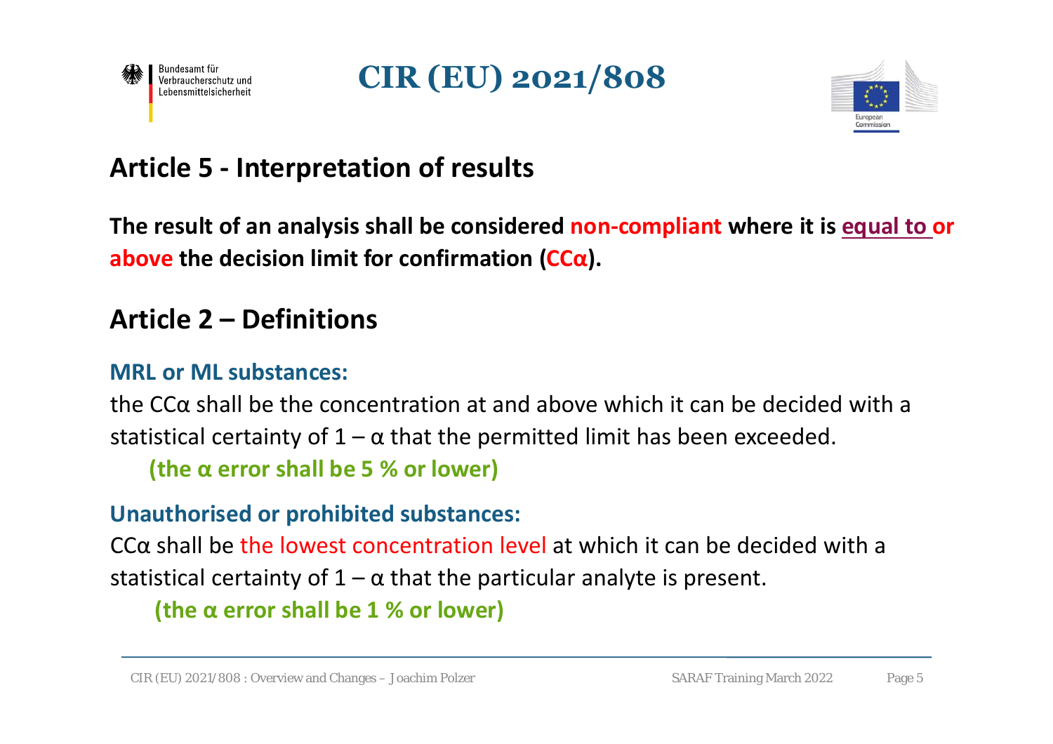# CIR (EU) 2021/808

## Article 5 - Interpretation of results

**The result of an analysis shall be considered non-compliant where it is equal to or above the decision limit for confirmation (CCα).**

## Article 2 – Definitions

**MRL or ML substances:**

the CCα shall be the concentration at and above which it can be decided with a statistical certainty of 1 – α that the permitted limit has been exceeded.

**(the α error shall be 5 % or lower)**

**Unauthorised or prohibited substances:**

CCα shall be the lowest concentration level at which it can be decided with a statistical certainty of 1 – α that the particular analyte is present.

**(the α error shall be 1 % or lower)**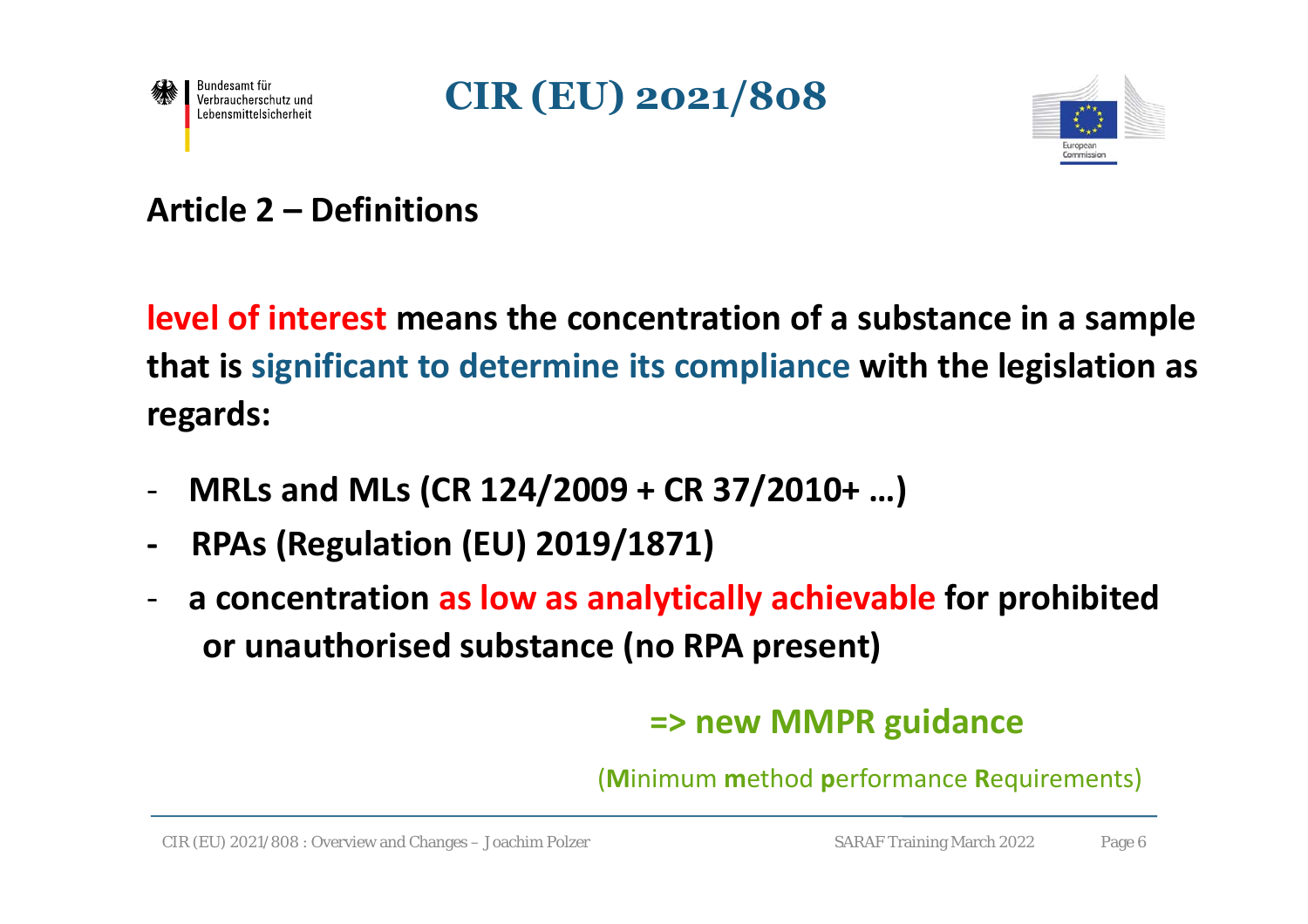# CIR (EU) 2021/808

## Article 2 – Definitions

**level of interest means the concentration of a substance in a sample that is significant to determine its compliance with the legislation as regards:**

- **MRLs and MLs (CR 124/2009 + CR 37/2010+ …)**
- **RPAs (Regulation (EU) 2019/1871)**
- **a concentration as low as analytically achievable for prohibited or unauthorised substance (no RPA present)**

**=> new MMPR guidance**

(**M**inimum **m**ethod **p**erformance **R**equirements)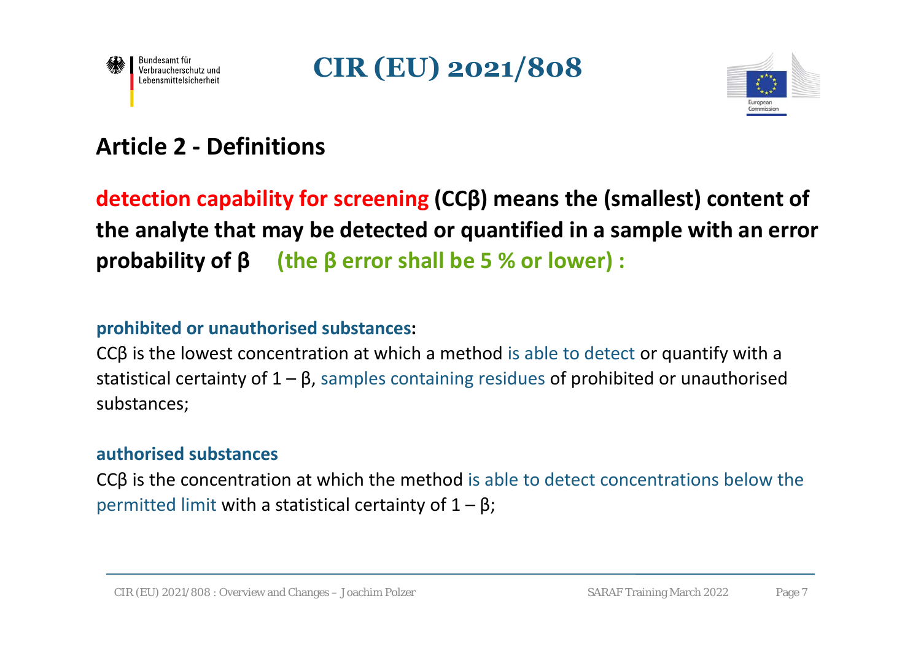# CIR (EU) 2021/808

## Article 2 - Definitions

**detection capability for screening (CCβ) means the (smallest) content of the analyte that may be detected or quantified in a sample with an error probability of β (the β error shall be 5 % or lower) :**

**prohibited or unauthorised substances:**

CCβ is the lowest concentration at which a method is able to detect or quantify with a statistical certainty of 1 – β, samples containing residues of prohibited or unauthorised substances;

**authorised substances**

CCβ is the concentration at which the method is able to detect concentrations below the permitted limit with a statistical certainty of 1 – β;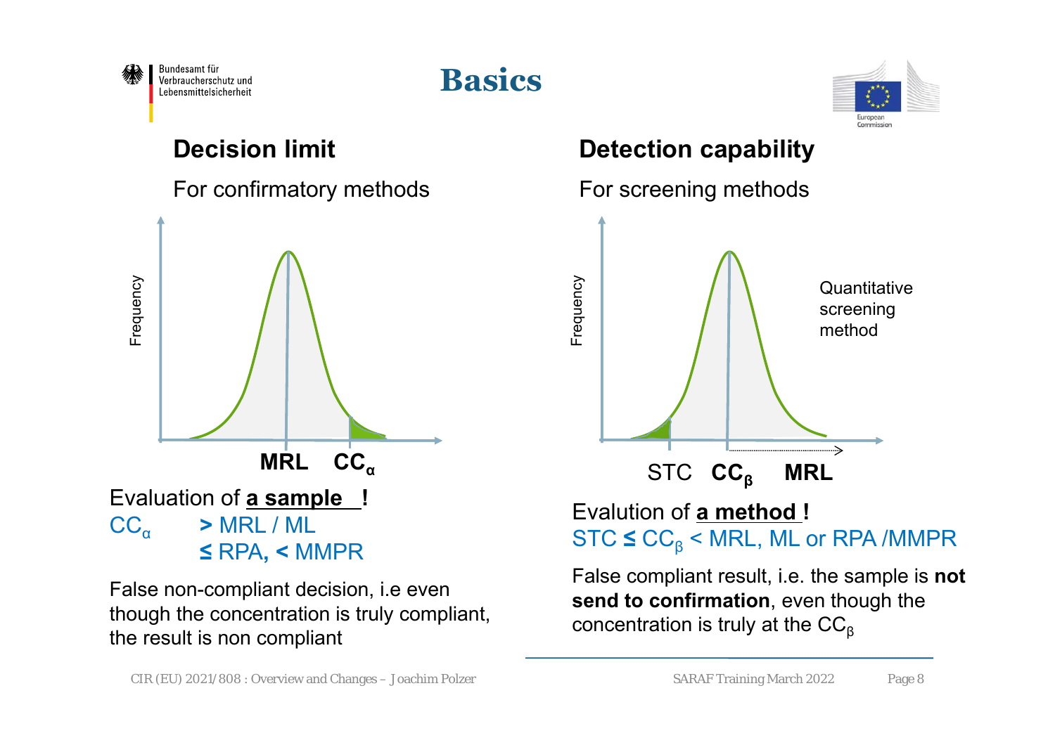# Basics

## Decision limit

For confirmatory methods

Frequency

MRL $CC_\alpha$

Evaluation of **a sample** !

$CC_\alpha$ **>** MRL / ML
**≤** RPA**, <** MMPR

False non-compliant decision, i.e even though the concentration is truly compliant, the result is non compliant

## Detection capability

For screening methods

Frequency

Quantitative screening method

STC $CC_\beta$ MRL

Evalution of **a method** !

STC **≤** $CC_\beta$ < MRL, ML or RPA /MMPR

False compliant result, i.e. the sample is **not send to confirmation**, even though the concentration is truly at the $CC_\beta$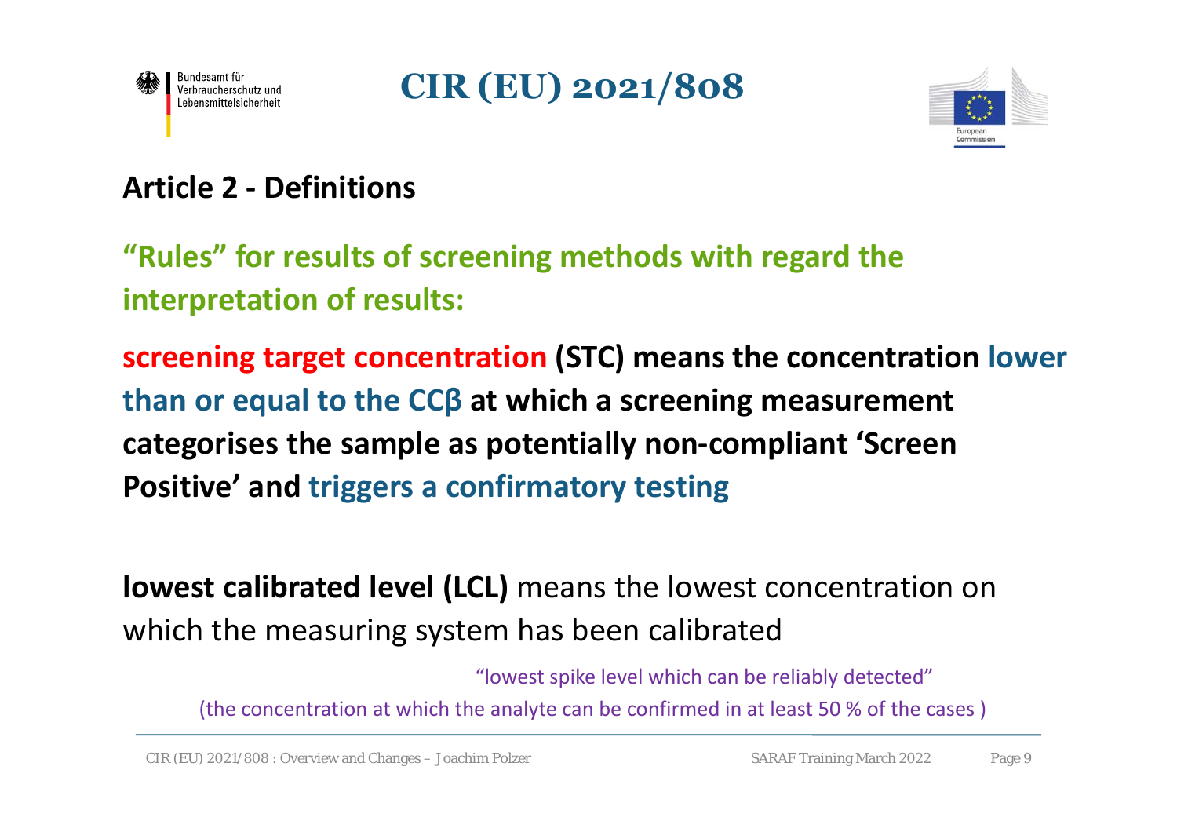# CIR (EU) 2021/808

## Article 2 - Definitions

**“Rules” for results of screening methods with regard the interpretation of results:**

**screening target concentration (STC) means the concentration lower than or equal to the CCβ at which a screening measurement categorises the sample as potentially non-compliant ‘Screen Positive’ and triggers a confirmatory testing**

**lowest calibrated level (LCL)** means the lowest concentration on which the measuring system has been calibrated

“lowest spike level which can be reliably detected”

(the concentration at which the analyte can be confirmed in at least 50 % of the cases )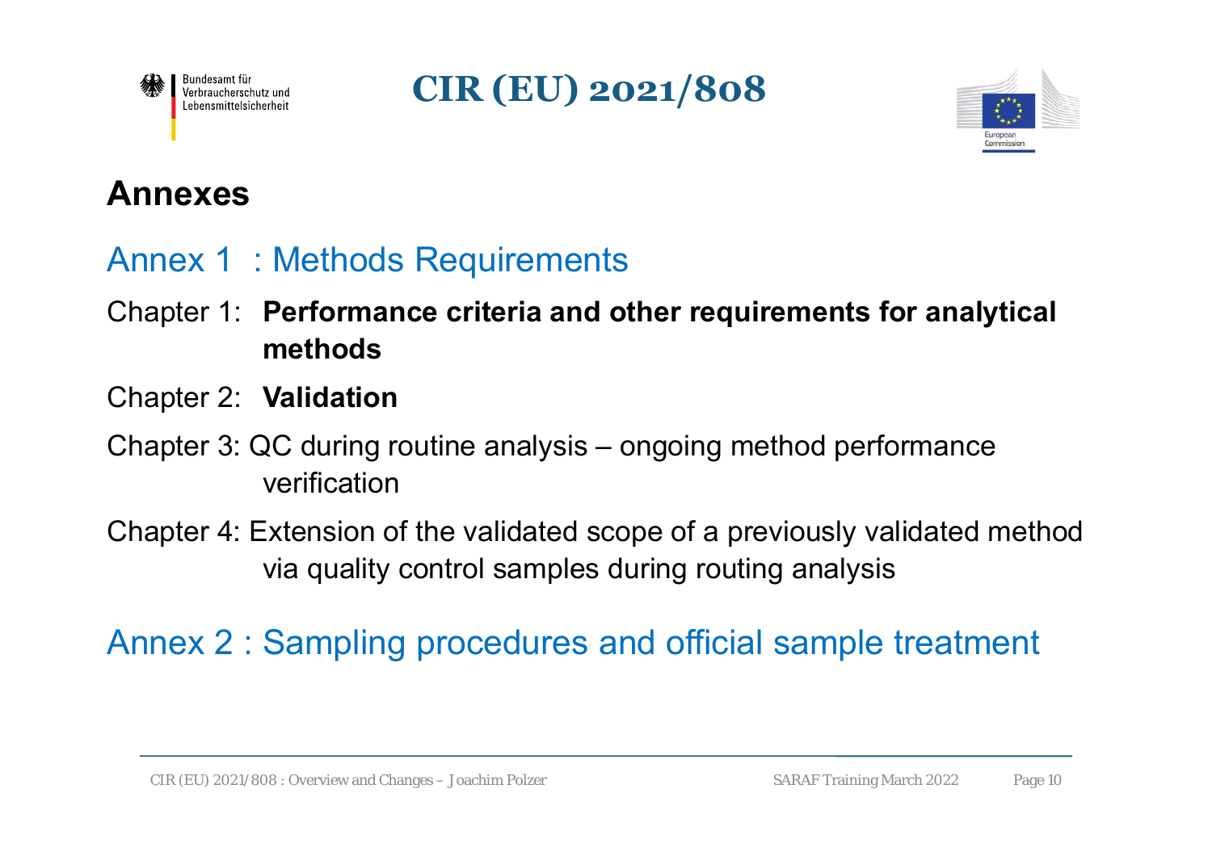# CIR (EU) 2021/808

## Annexes

### Annex 1 : Methods Requirements

Chapter 1: **Performance criteria and other requirements for analytical methods**

Chapter 2: **Validation**

Chapter 3: QC during routine analysis – ongoing method performance verification

Chapter 4: Extension of the validated scope of a previously validated method via quality control samples during routing analysis

### Annex 2 : Sampling procedures and official sample treatment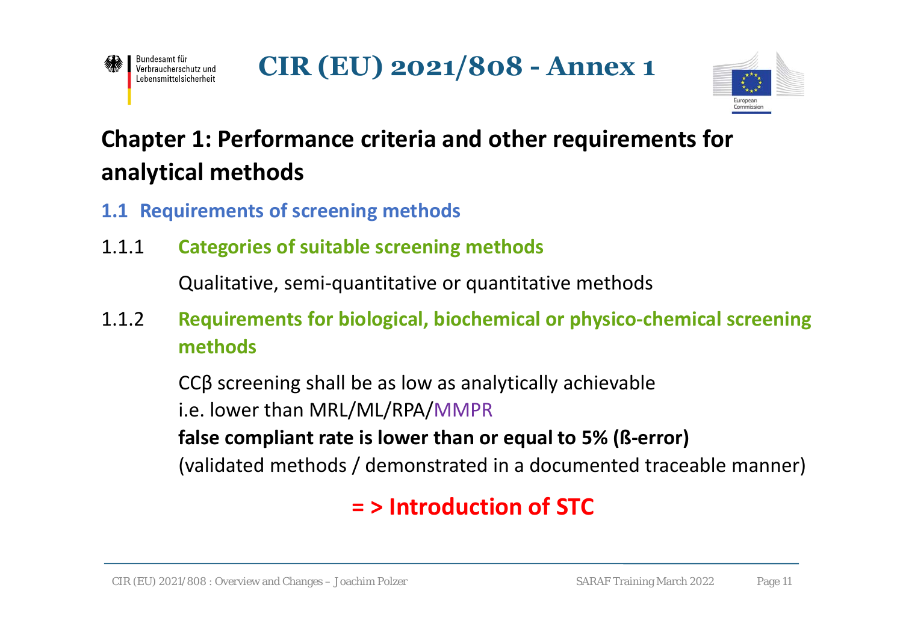# CIR (EU) 2021/808 - Annex 1

## Chapter 1: Performance criteria and other requirements for analytical methods

### 1.1 Requirements of screening methods

#### 1.1.1 Categories of suitable screening methods

Qualitative, semi-quantitative or quantitative methods

#### 1.1.2 Requirements for biological, biochemical or physico-chemical screening methods

CCβ screening shall be as low as analytically achievable
i.e. lower than MRL/ML/RPA/MMPR
**false compliant rate is lower than or equal to 5% (ß-error)**
(validated methods / demonstrated in a documented traceable manner)

**= > Introduction of STC**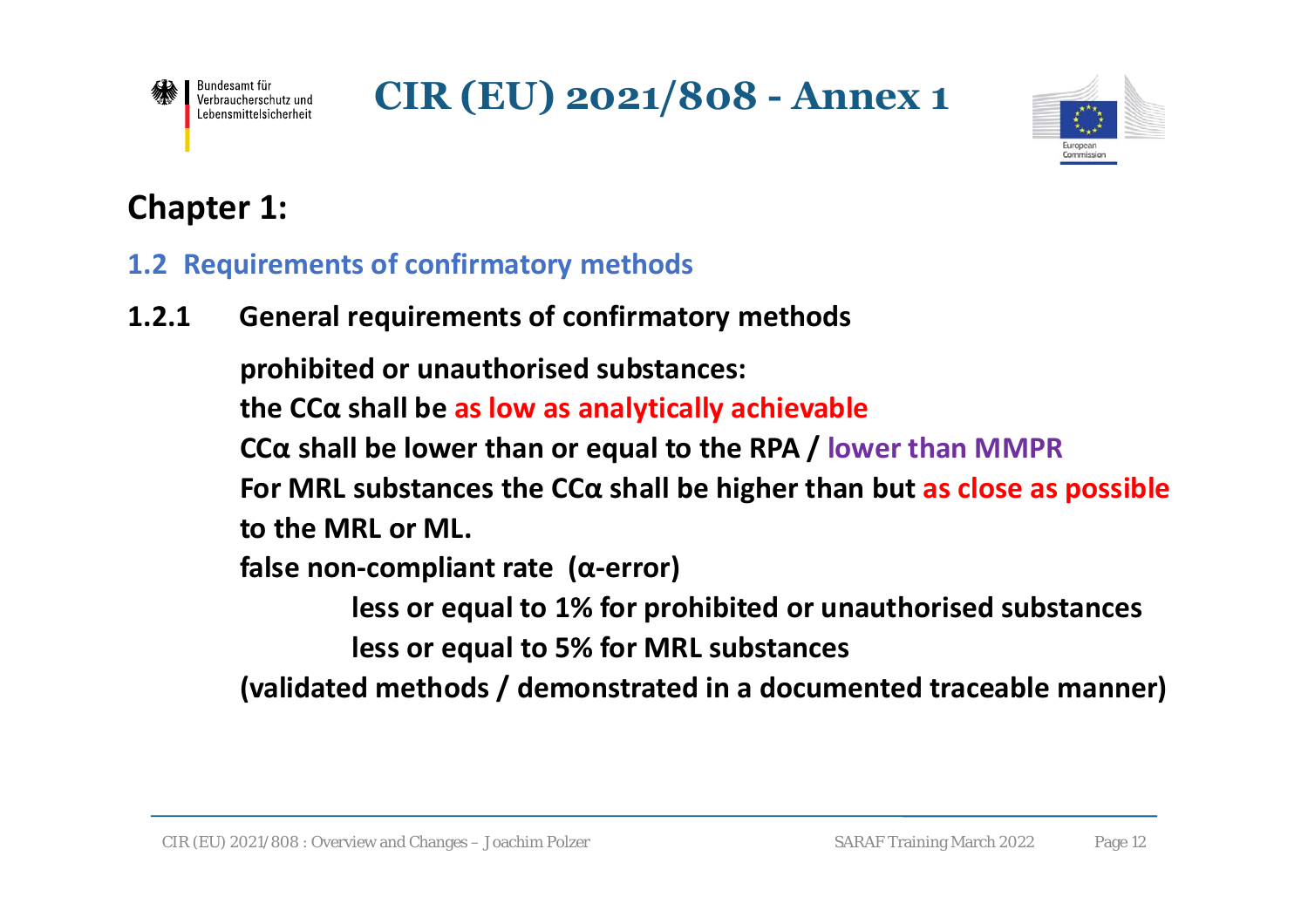# CIR (EU) 2021/808 - Annex 1

## Chapter 1:

### 1.2 Requirements of confirmatory methods

**1.2.1 General requirements of confirmatory methods**

**prohibited or unauthorised substances:**

**the CCα shall be as low as analytically achievable**

**CCα shall be lower than or equal to the RPA / lower than MMPR**

**For MRL substances the CCα shall be higher than but as close as possible to the MRL or ML.**

**false non-compliant rate (α-error)**

- **less or equal to 1% for prohibited or unauthorised substances**
- **less or equal to 5% for MRL substances**

**(validated methods / demonstrated in a documented traceable manner)**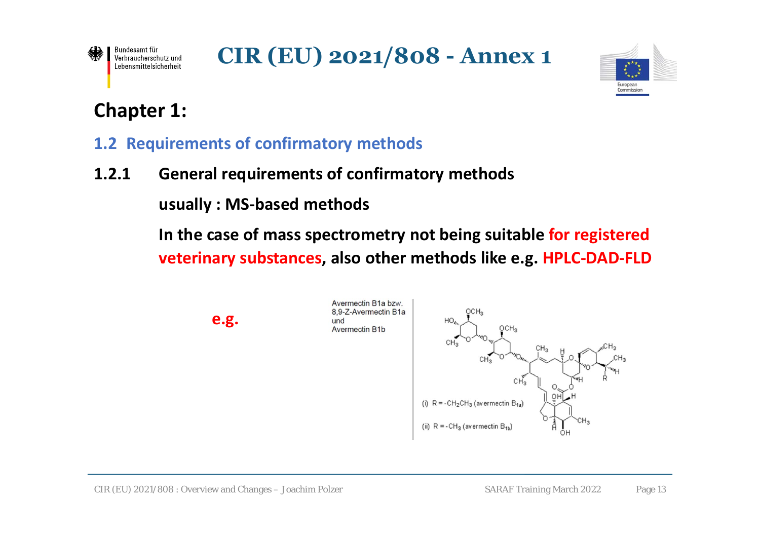# CIR (EU) 2021/808 - Annex 1

## Chapter 1:

### 1.2 Requirements of confirmatory methods

**1.2.1 General requirements of confirmatory methods**

**usually : MS-based methods**

**In the case of mass spectrometry not being suitable for registered veterinary substances, also other methods like e.g. HPLC-DAD-FLD**

**e.g.**

Avermectin B1a bzw.
8,9-Z-Avermectin B1a
und
Avermectin B1b

(i) R = $-CH_2CH_3$ (avermectin $B_{1a}$)

(ii) R = $-CH_3$ (avermectin $B_{1b}$)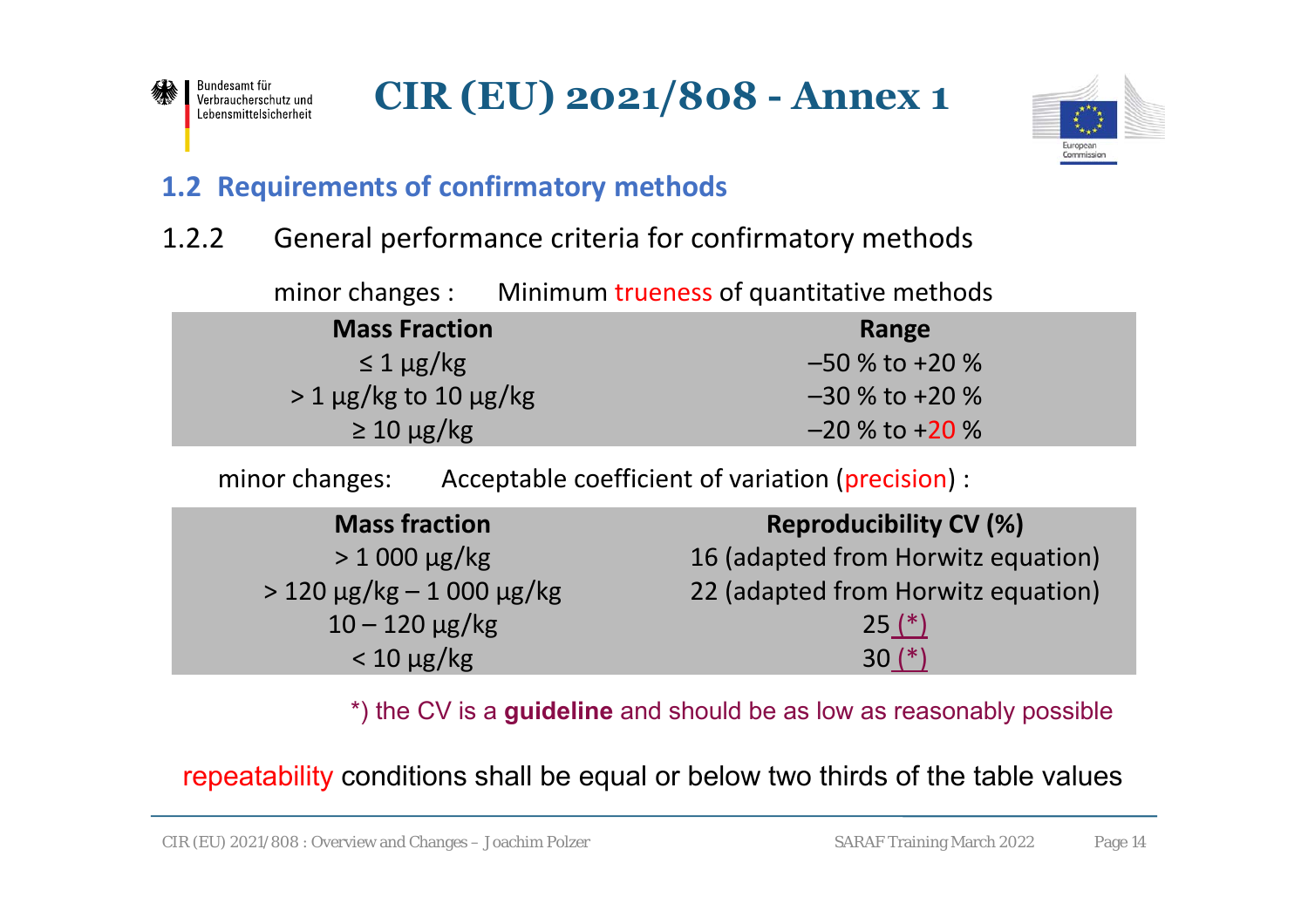# CIR (EU) 2021/808 - Annex 1

## 1.2 Requirements of confirmatory methods

### 1.2.2 General performance criteria for confirmatory methods

minor changes : Minimum trueness of quantitative methods

| Mass Fraction | Range |
|---|---|
| ≤ 1 µg/kg | –50 % to +20 % |
| > 1 µg/kg to 10 µg/kg | –30 % to +20 % |
| ≥ 10 µg/kg | –20 % to +20 % |

minor changes: Acceptable coefficient of variation (precision) :

| Mass fraction | Reproducibility CV (%) |
|---|---|
| > 1 000 µg/kg | 16 (adapted from Horwitz equation) |
| > 120 µg/kg – 1 000 µg/kg | 22 (adapted from Horwitz equation) |
| 10 – 120 µg/kg | 25 (*) |
| < 10 µg/kg | 30 (*) |

*) the CV is a **guideline** and should be as low as reasonably possible

repeatability conditions shall be equal or below two thirds of the table values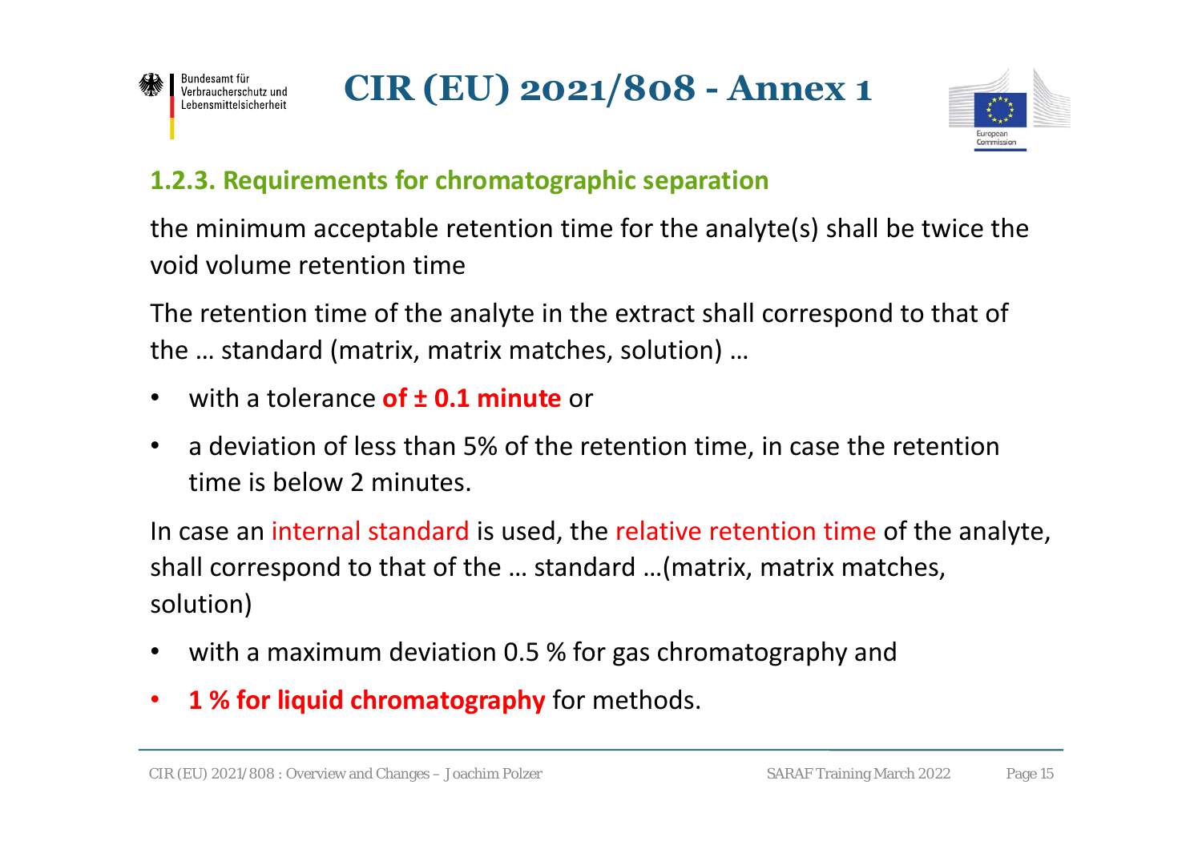# CIR (EU) 2021/808 - Annex 1

### 1.2.3. Requirements for chromatographic separation

the minimum acceptable retention time for the analyte(s) shall be twice the void volume retention time

The retention time of the analyte in the extract shall correspond to that of the … standard (matrix, matrix matches, solution) …

- with a tolerance **of ± 0.1 minute** or
- a deviation of less than 5% of the retention time, in case the retention time is below 2 minutes.

In case an internal standard is used, the relative retention time of the analyte, shall correspond to that of the … standard …(matrix, matrix matches, solution)

- with a maximum deviation 0.5 % for gas chromatography and
- **1 % for liquid chromatography** for methods.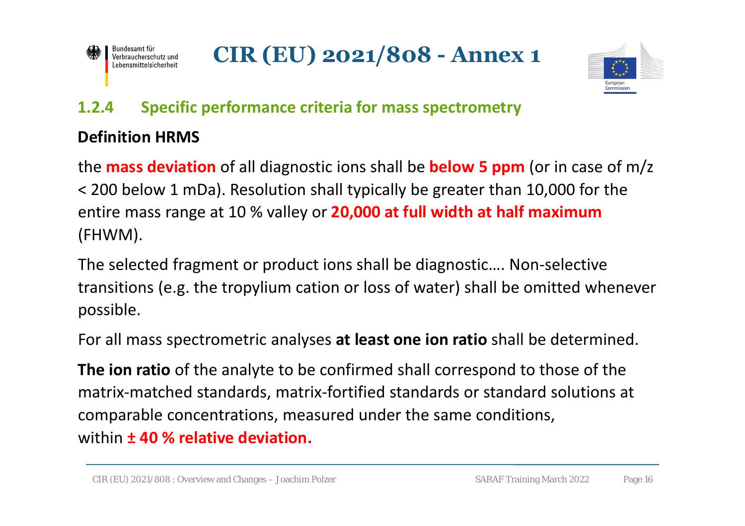# CIR (EU) 2021/808 - Annex 1

## 1.2.4 Specific performance criteria for mass spectrometry

**Definition HRMS**

the **mass deviation** of all diagnostic ions shall be **below 5 ppm** (or in case of m/z < 200 below 1 mDa). Resolution shall typically be greater than 10,000 for the entire mass range at 10 % valley or **20,000 at full width at half maximum** (FHWM).

The selected fragment or product ions shall be diagnostic…. Non-selective transitions (e.g. the tropylium cation or loss of water) shall be omitted whenever possible.

For all mass spectrometric analyses **at least one ion ratio** shall be determined.

**The ion ratio** of the analyte to be confirmed shall correspond to those of the matrix-matched standards, matrix-fortified standards or standard solutions at comparable concentrations, measured under the same conditions, within **± 40 % relative deviation.**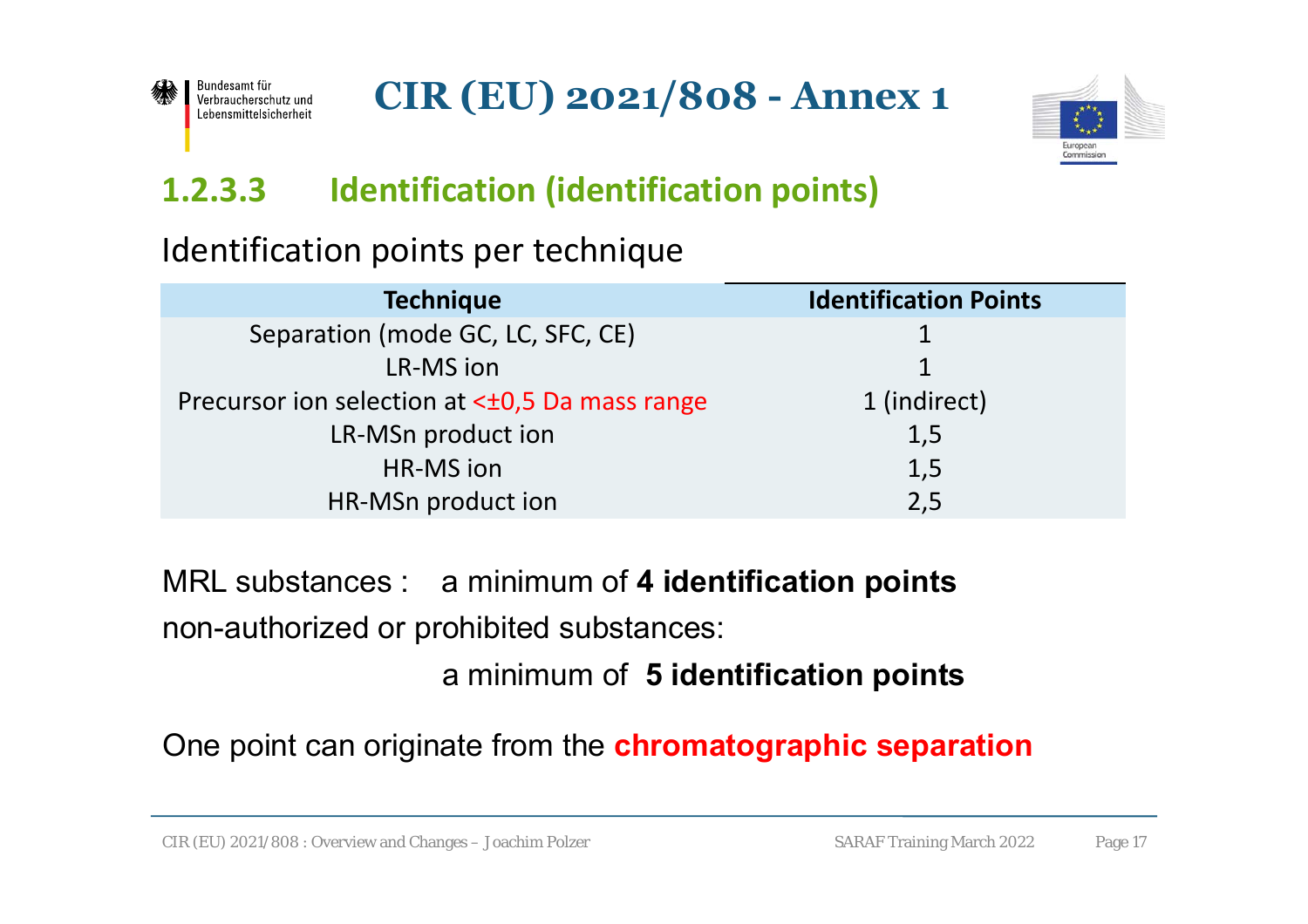# CIR (EU) 2021/808 - Annex 1

## 1.2.3.3 Identification (identification points)

Identification points per technique

| Technique | Identification Points |
|---|---|
| Separation (mode GC, LC, SFC, CE) | 1 |
| LR-MS ion | 1 |
| Precursor ion selection at <±0,5 Da mass range | 1 (indirect) |
| LR-MSn product ion | 1,5 |
| HR-MS ion | 1,5 |
| HR-MSn product ion | 2,5 |

MRL substances : a minimum of **4 identification points**

non-authorized or prohibited substances:

a minimum of **5 identification points**

One point can originate from the **chromatographic separation**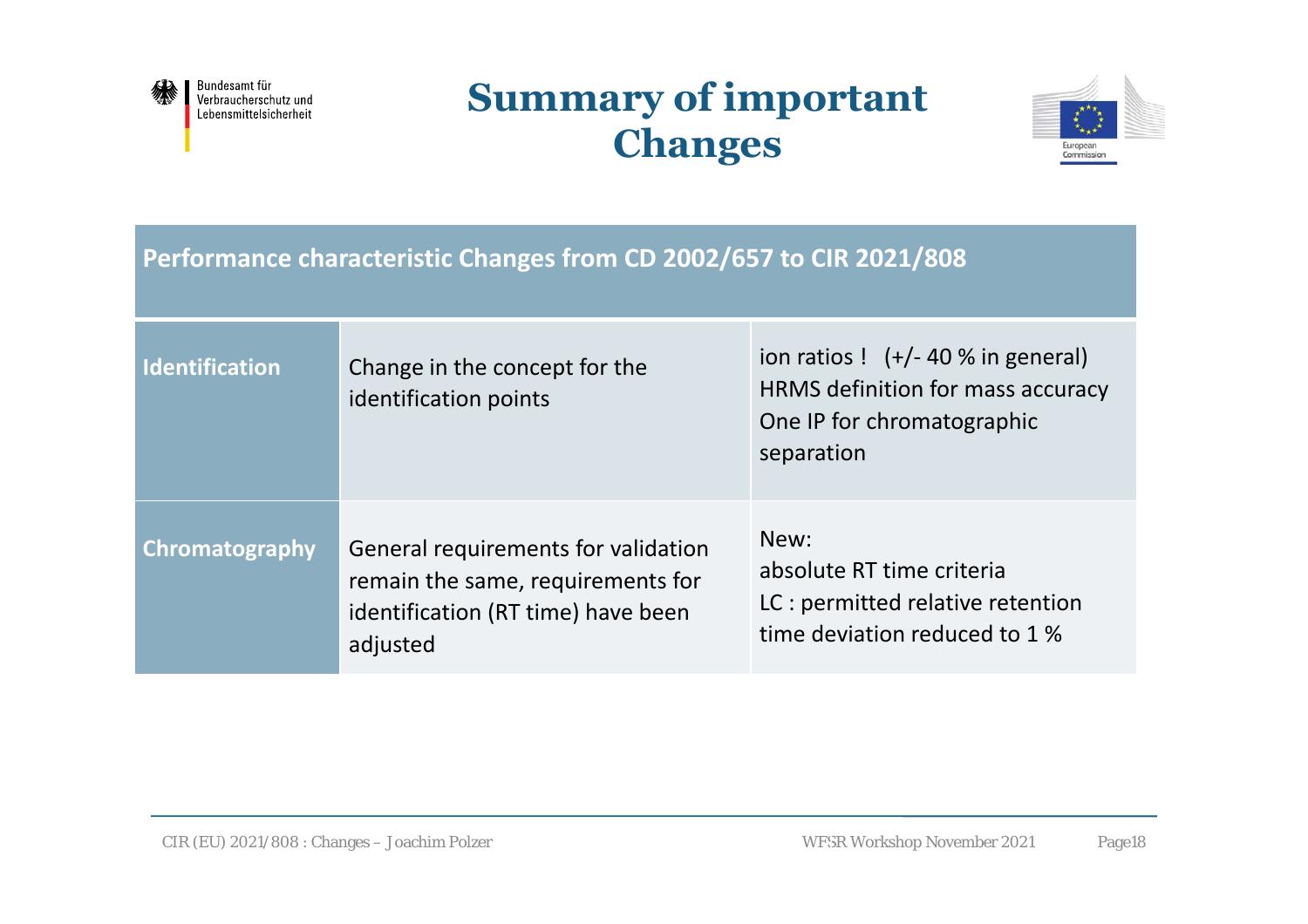# Summary of important Changes

| Performance characteristic Changes from CD 2002/657 to CIR 2021/808 | | |
|---|---|---|
| **Identification** | Change in the concept for the identification points | ion ratios ! (+/- 40 % in general)<br>HRMS definition for mass accuracy<br>One IP for chromatographic separation |
| **Chromatography** | General requirements for validation remain the same, requirements for identification (RT time) have been adjusted | New:<br>absolute RT time criteria<br>LC : permitted relative retention time deviation reduced to 1 % |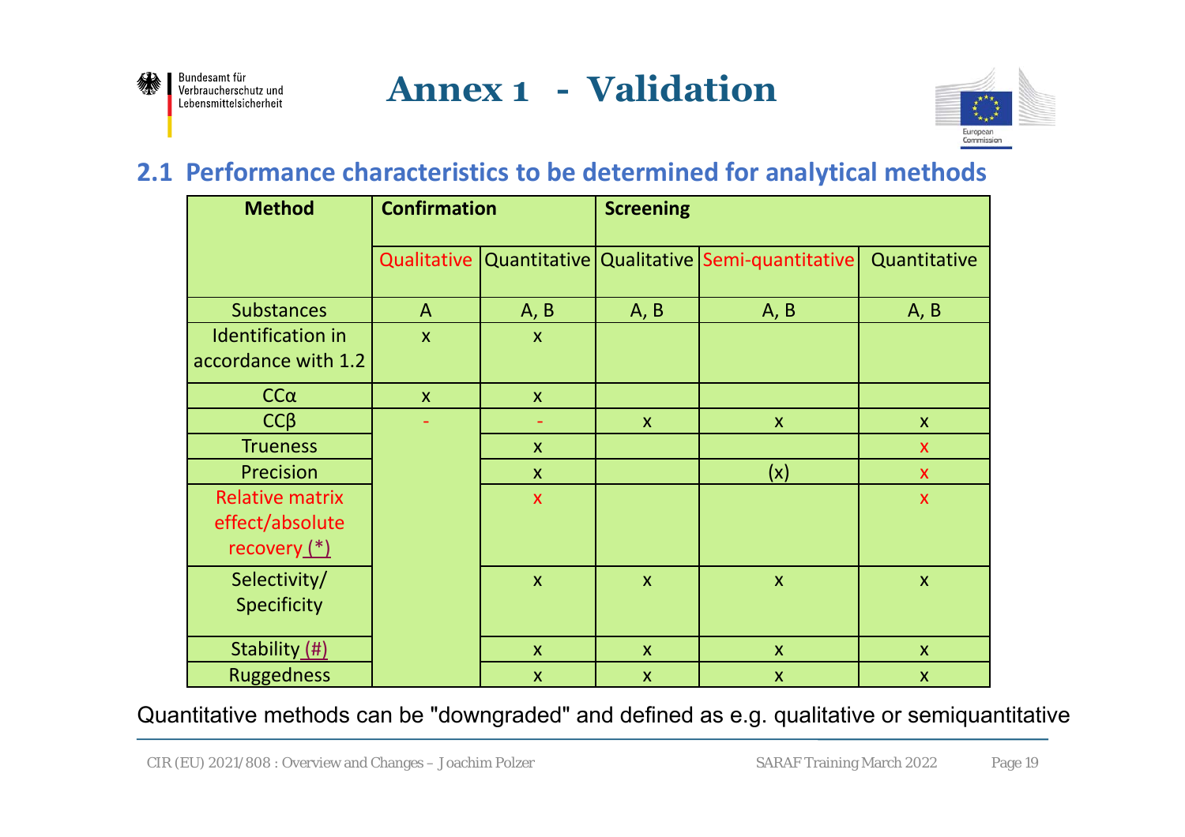# Annex 1 - Validation

## 2.1 Performance characteristics to be determined for analytical methods

| Method | Confirmation | | Screening | | |
|---|---|---|---|---|---|
| | Qualitative | Quantitative | Qualitative | Semi-quantitative | Quantitative |
| Substances | A | A, B | A, B | A, B | A, B |
| Identification in accordance with 1.2 | x | x | | | |
| CCα | x | x | | | |
| CCβ | - | - | x | x | x |
| Trueness | | x | | | x |
| Precision | | x | | (x) | x |
| Relative matrix effect/absolute recovery (*) | | x | | | x |
| Selectivity/ Specificity | | x | x | x | x |
| Stability (#) | | x | x | x | x |
| Ruggedness | | x | x | x | x |

Quantitative methods can be "downgraded" and defined as e.g. qualitative or semiquantitative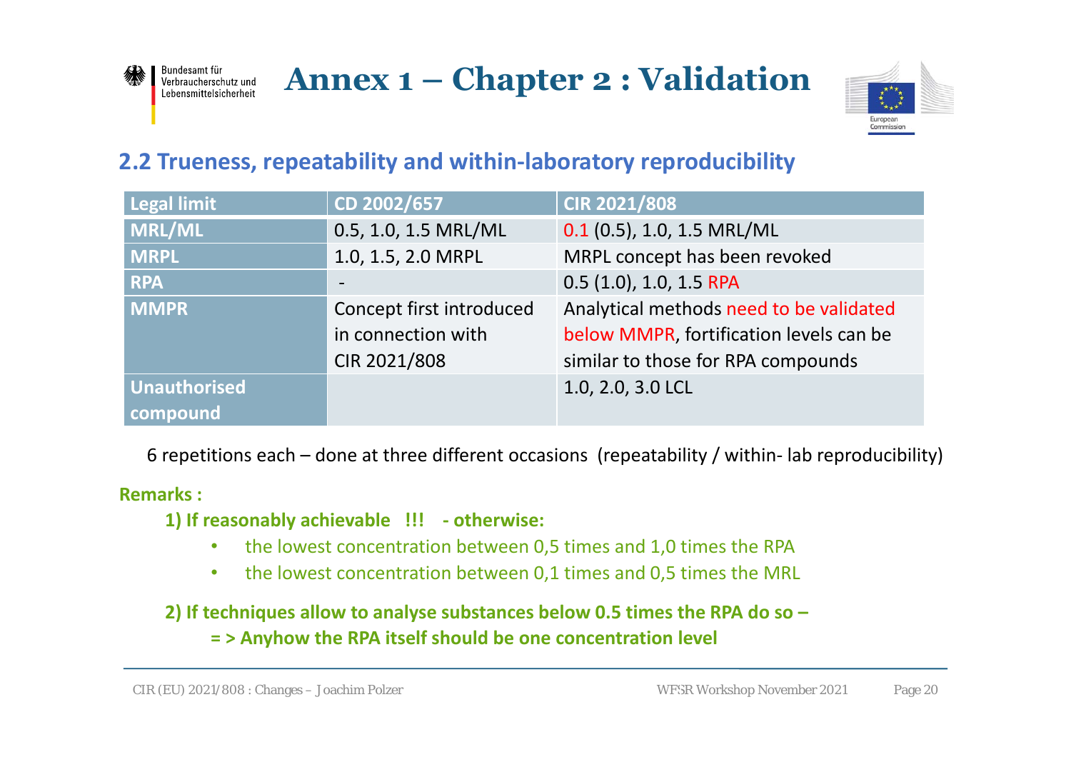# Annex 1 – Chapter 2 : Validation

## 2.2 Trueness, repeatability and within-laboratory reproducibility

| Legal limit | CD 2002/657 | CIR 2021/808 |
|---|---|---|
| MRL/ML | 0.5, 1.0, 1.5 MRL/ML | 0.1 (0.5), 1.0, 1.5 MRL/ML |
| MRPL | 1.0, 1.5, 2.0 MRPL | MRPL concept has been revoked |
| RPA | - | 0.5 (1.0), 1.0, 1.5 RPA |
| MMPR | Concept first introduced in connection with CIR 2021/808 | Analytical methods need to be validated below MMPR, fortification levels can be similar to those for RPA compounds |
| Unauthorised compound | | 1.0, 2.0, 3.0 LCL |

6 repetitions each – done at three different occasions (repeatability / within- lab reproducibility)

**Remarks :**

**1) If reasonably achievable !!! - otherwise:**

- the lowest concentration between 0,5 times and 1,0 times the RPA
- the lowest concentration between 0,1 times and 0,5 times the MRL

**2) If techniques allow to analyse substances below 0.5 times the RPA do so –**

**= > Anyhow the RPA itself should be one concentration level**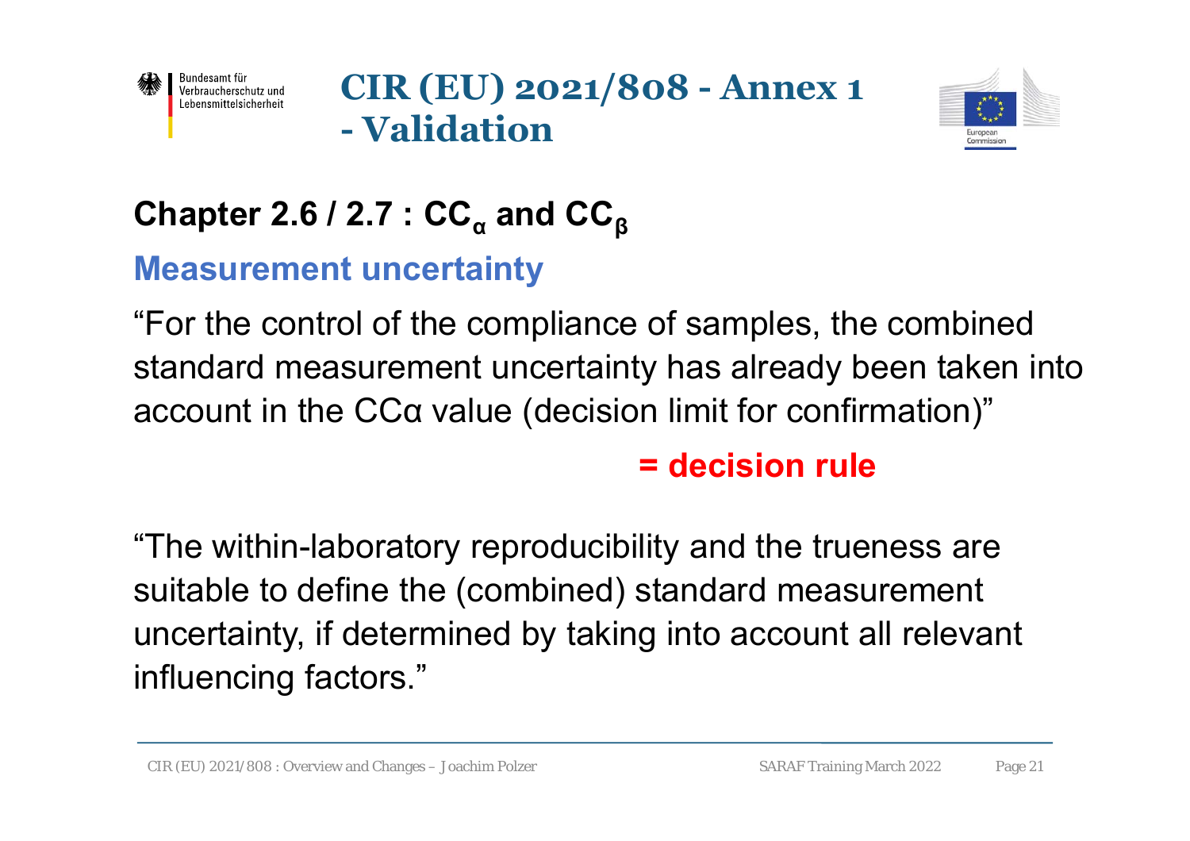# CIR (EU) 2021/808 - Annex 1 - Validation

## Chapter 2.6 / 2.7 : $CC_\alpha$ and $CC_\beta$

### Measurement uncertainty

"For the control of the compliance of samples, the combined standard measurement uncertainty has already been taken into account in the CCα value (decision limit for confirmation)"

**= decision rule**

"The within-laboratory reproducibility and the trueness are suitable to define the (combined) standard measurement uncertainty, if determined by taking into account all relevant influencing factors."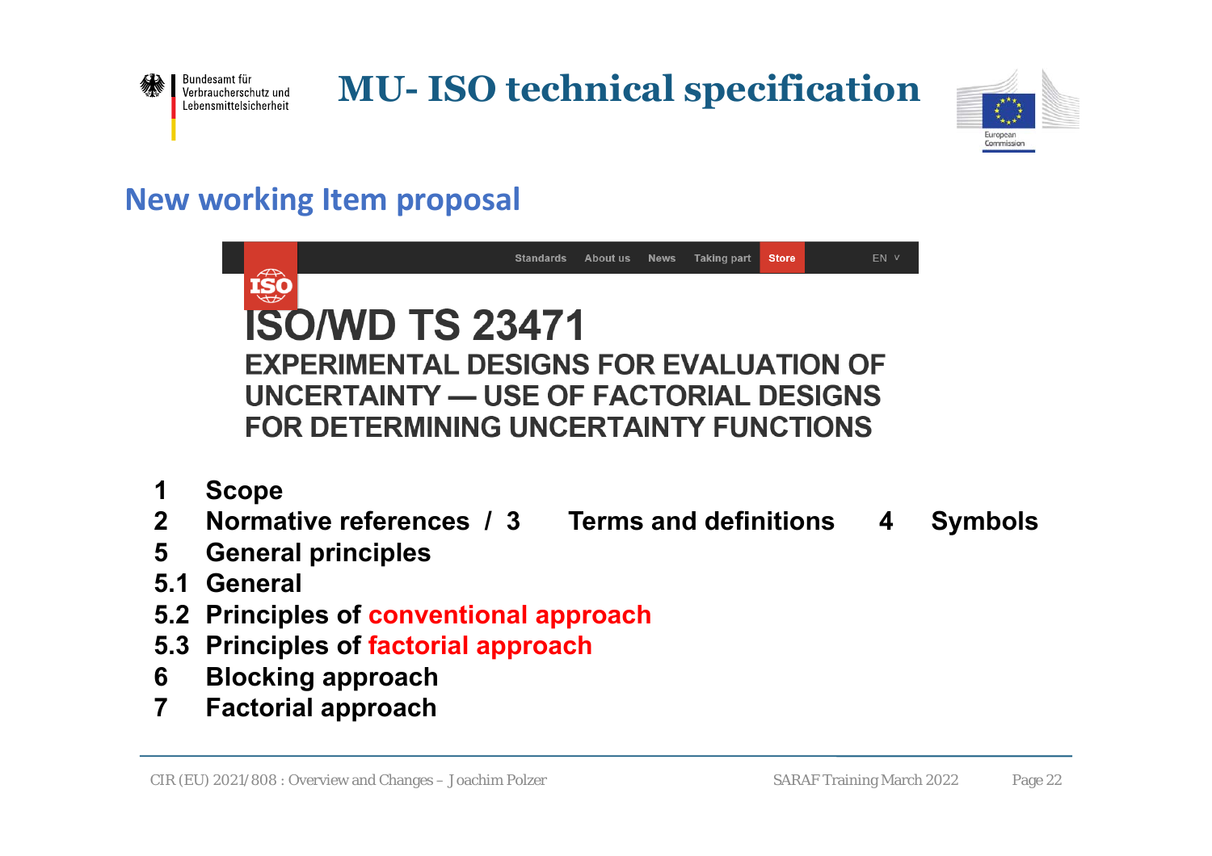# MU- ISO technical specification

## New working Item proposal

Standards | About us | News | Taking part | Store | EN

# ISO/WD TS 23471

### EXPERIMENTAL DESIGNS FOR EVALUATION OF UNCERTAINTY — USE OF FACTORIAL DESIGNS FOR DETERMINING UNCERTAINTY FUNCTIONS

- **1 Scope**
- **2 Normative references / 3 Terms and definitions 4 Symbols**
- **5 General principles**
- **5.1 General**
- **5.2 Principles of conventional approach**
- **5.3 Principles of factorial approach**
- **6 Blocking approach**
- **7 Factorial approach**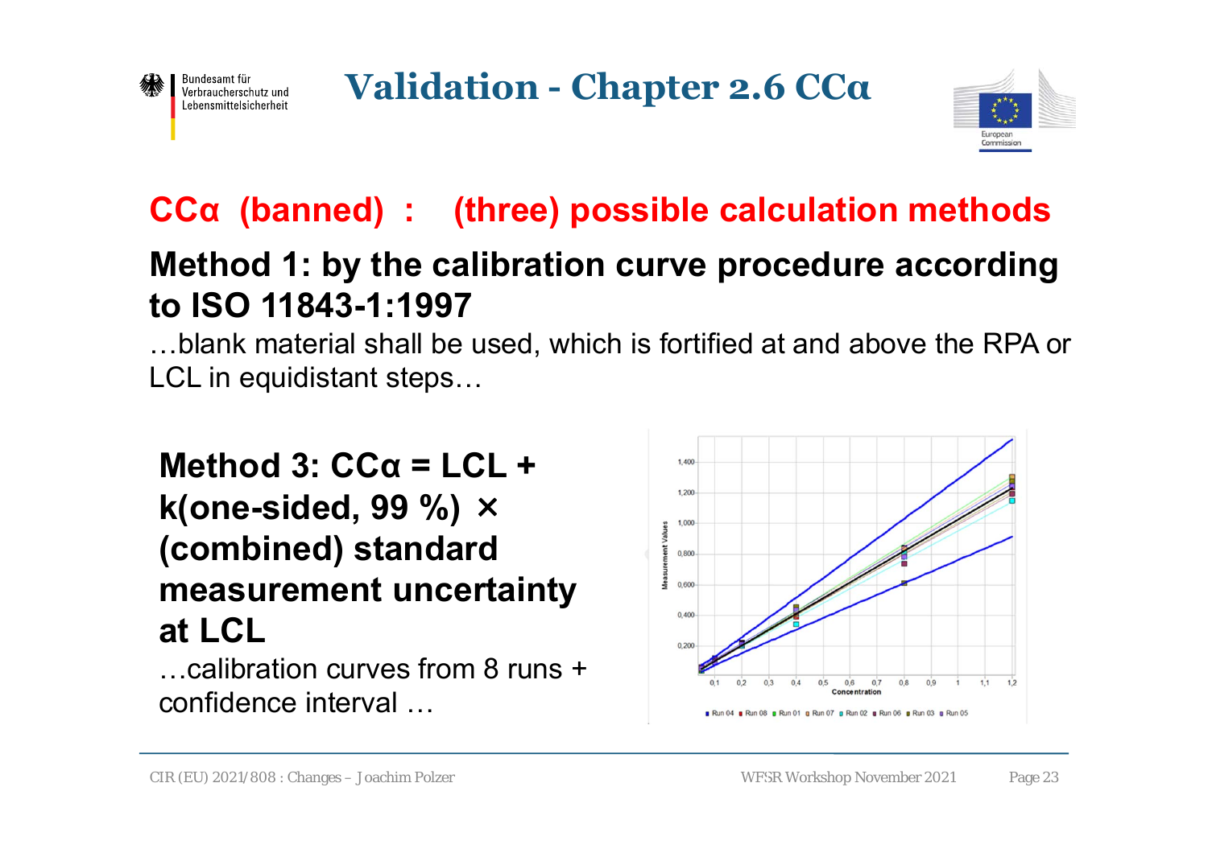# Validation - Chapter 2.6 CCα

## CCα (banned) : (three) possible calculation methods

### Method 1: by the calibration curve procedure according to ISO 11843-1:1997

…blank material shall be used, which is fortified at and above the RPA or LCL in equidistant steps…

### Method 3: CCα = LCL + k(one-sided, 99 %) × (combined) standard measurement uncertainty at LCL

…calibration curves from 8 runs + confidence interval …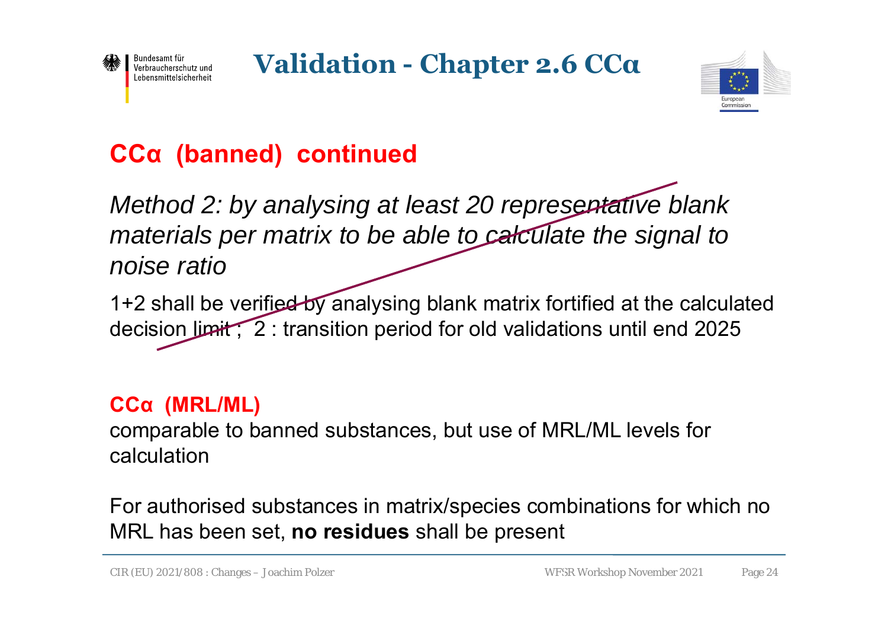# Validation - Chapter 2.6 CCα

## CCα (banned) continued

*Method 2: by analysing at least 20 representative blank materials per matrix to be able to calculate the signal to noise ratio*

1+2 shall be verified by analysing blank matrix fortified at the calculated decision limit ; 2 : transition period for old validations until end 2025

### CCα (MRL/ML)

comparable to banned substances, but use of MRL/ML levels for calculation

For authorised substances in matrix/species combinations for which no MRL has been set, **no residues** shall be present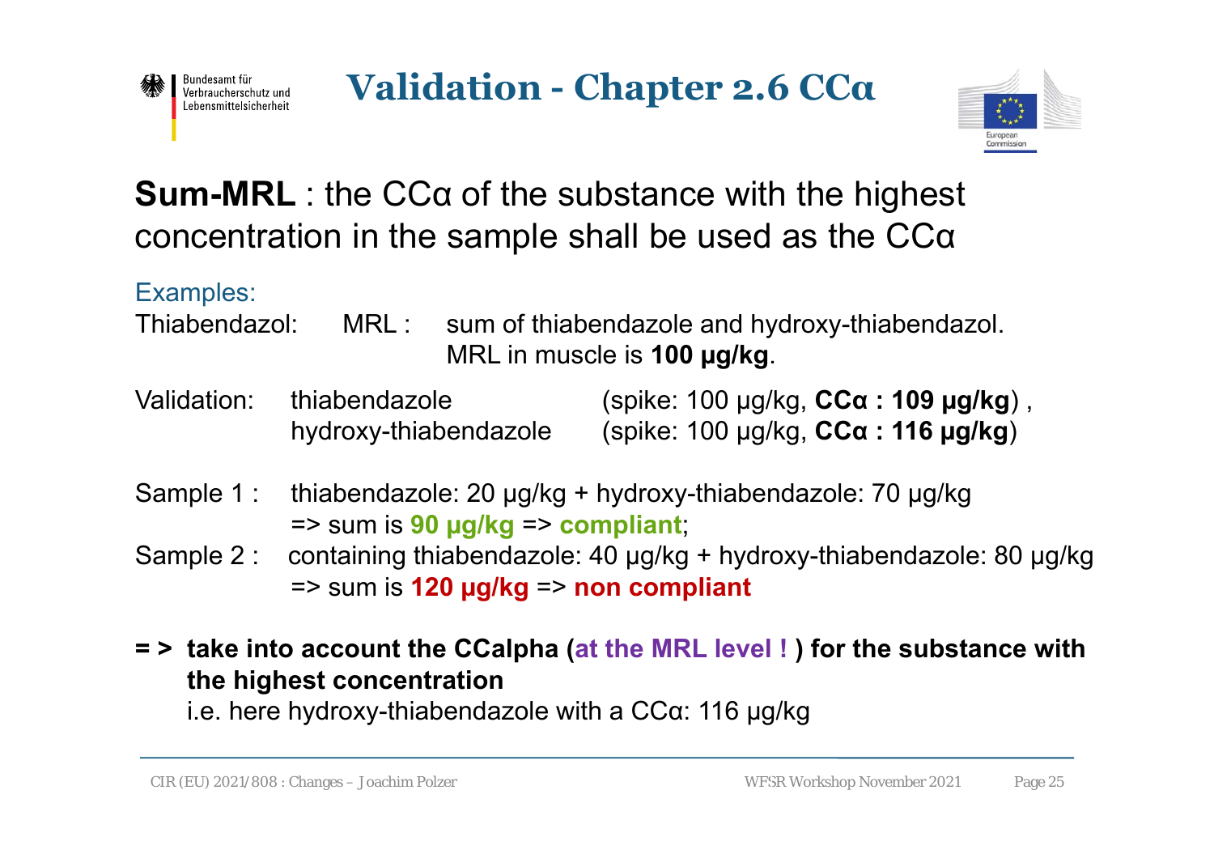# Validation - Chapter 2.6 CCα

**Sum-MRL** : the CCα of the substance with the highest concentration in the sample shall be used as the CCα

Examples:

Thiabendazol: MRL : sum of thiabendazole and hydroxy-thiabendazol.
MRL in muscle is **100 µg/kg**.

Validation: thiabendazole (spike: 100 µg/kg, **CCα : 109 µg/kg**) ,
hydroxy-thiabendazole (spike: 100 µg/kg, **CCα : 116 µg/kg**)

Sample 1 : thiabendazole: 20 µg/kg + hydroxy-thiabendazole: 70 µg/kg
=> sum is **90 µg/kg** => **compliant**;

Sample 2 : containing thiabendazole: 40 µg/kg + hydroxy-thiabendazole: 80 µg/kg
=> sum is **120 µg/kg** => **non compliant**

**= > take into account the CCalpha (at the MRL level ! ) for the substance with the highest concentration**
i.e. here hydroxy-thiabendazole with a CCα: 116 µg/kg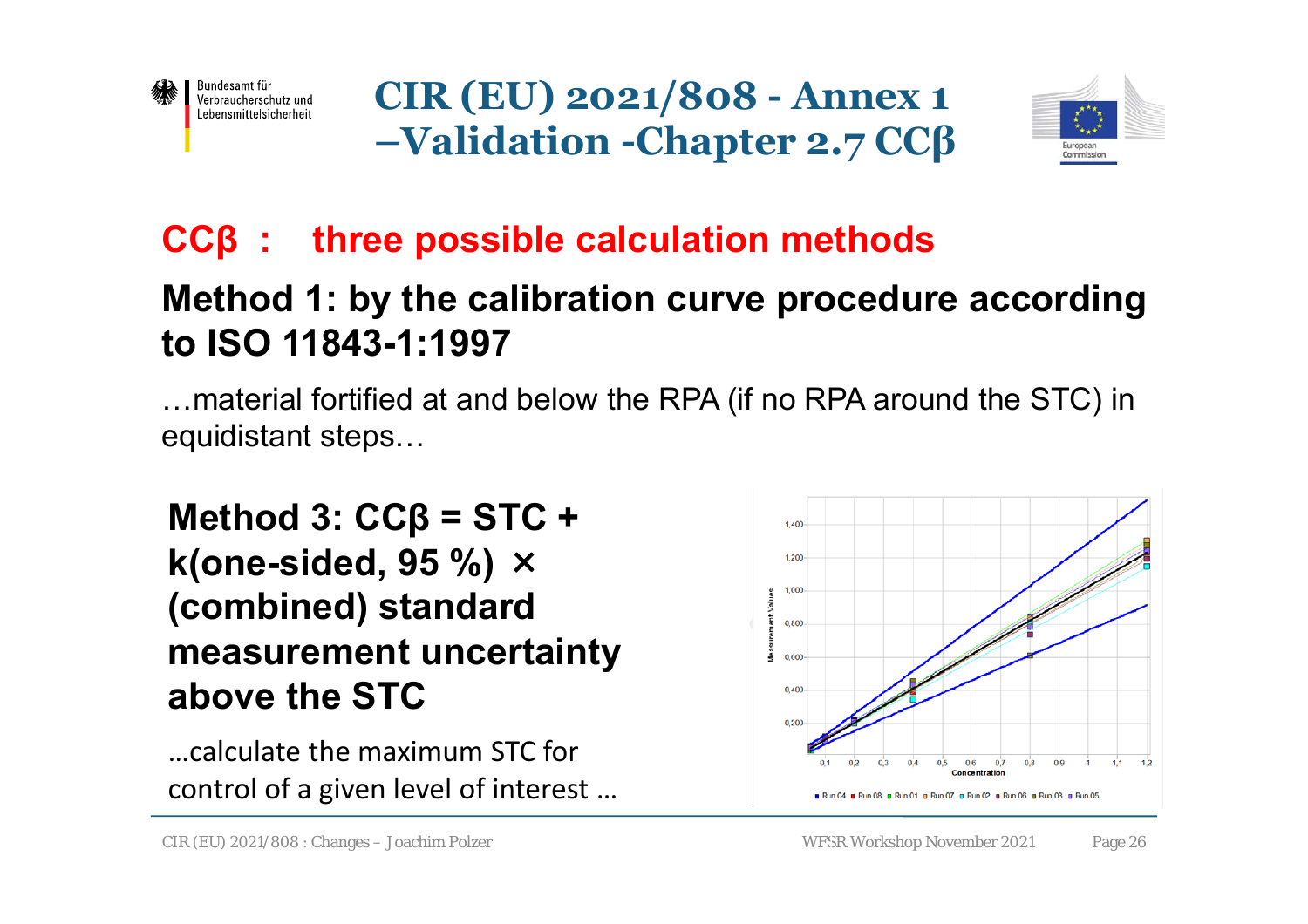# CIR (EU) 2021/808 - Annex 1 –Validation -Chapter 2.7 CCβ

## CCβ : three possible calculation methods

### Method 1: by the calibration curve procedure according to ISO 11843-1:1997

…material fortified at and below the RPA (if no RPA around the STC) in equidistant steps…

### Method 3: CCβ = STC + k(one-sided, 95 %) × (combined) standard measurement uncertainty above the STC

…calculate the maximum STC for control of a given level of interest …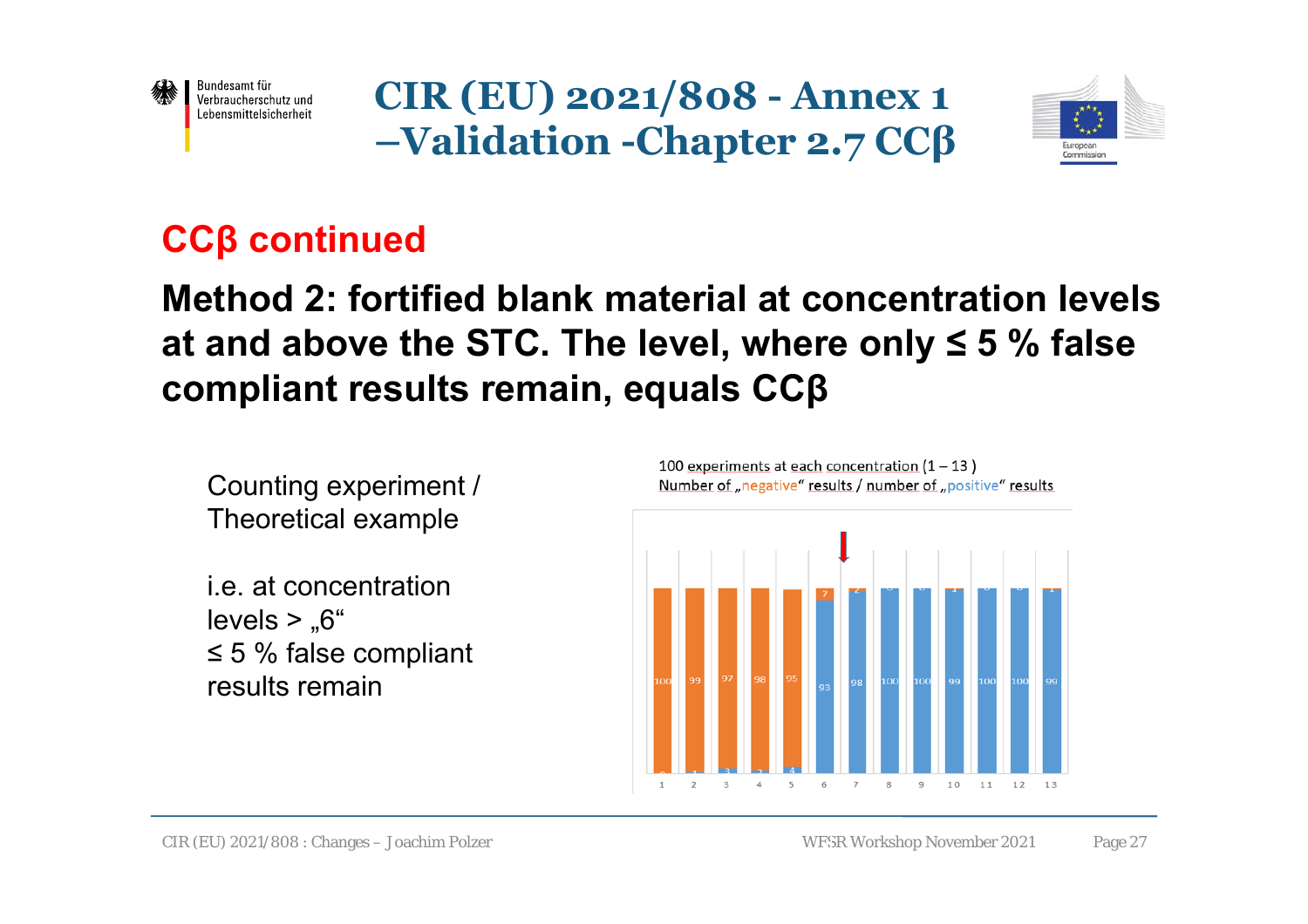# CIR (EU) 2021/808 - Annex 1 –Validation -Chapter 2.7 CCβ

## CCβ continued

**Method 2: fortified blank material at concentration levels at and above the STC. The level, where only ≤ 5 % false compliant results remain, equals CCβ**

Counting experiment / Theoretical example

i.e. at concentration levels > „6“ ≤ 5 % false compliant results remain

100 experiments at each concentration (1 – 13)
Number of „negative“ results / number of „positive“ results

| Concentration | 1 | 2 | 3 | 4 | 5 | 6 | 7 | 8 | 9 | 10 | 11 | 12 | 13 |
|---|---|---|---|---|---|---|---|---|---|---|---|---|---|
| „negative“ results | 100 | 99 | 97 | 98 | 95 | 7 | 2 | 0 | 0 | 1 | 0 | 0 | 1 |
| „positive“ results | 0 | 1 | 3 | 2 | 4 | 93 | 98 | 100 | 100 | 99 | 100 | 100 | 99 |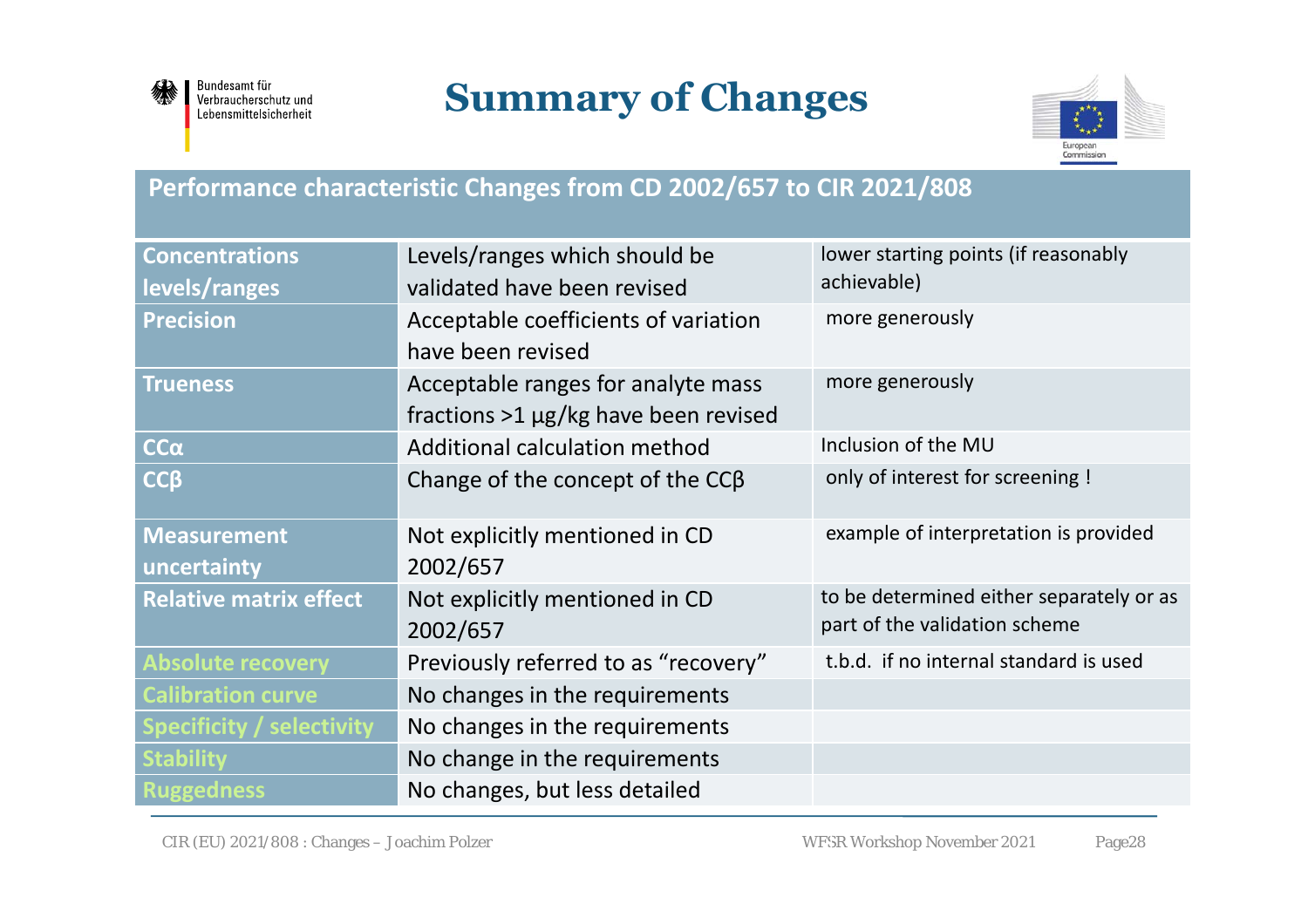# Summary of Changes

| Performance characteristic Changes from CD 2002/657 to CIR 2021/808 | | |
|---|---|---|
| **Concentrations levels/ranges** | Levels/ranges which should be validated have been revised | lower starting points (if reasonably achievable) |
| **Precision** | Acceptable coefficients of variation have been revised | more generously |
| **Trueness** | Acceptable ranges for analyte mass fractions >1 µg/kg have been revised | more generously |
| **CCα** | Additional calculation method | Inclusion of the MU |
| **CCβ** | Change of the concept of the CCβ | only of interest for screening ! |
| **Measurement uncertainty** | Not explicitly mentioned in CD 2002/657 | example of interpretation is provided |
| **Relative matrix effect** | Not explicitly mentioned in CD 2002/657 | to be determined either separately or as part of the validation scheme |
| **Absolute recovery** | Previously referred to as "recovery" | t.b.d. if no internal standard is used |
| **Calibration curve** | No changes in the requirements | |
| **Specificity / selectivity** | No changes in the requirements | |
| **Stability** | No change in the requirements | |
| **Ruggedness** | No changes, but less detailed | |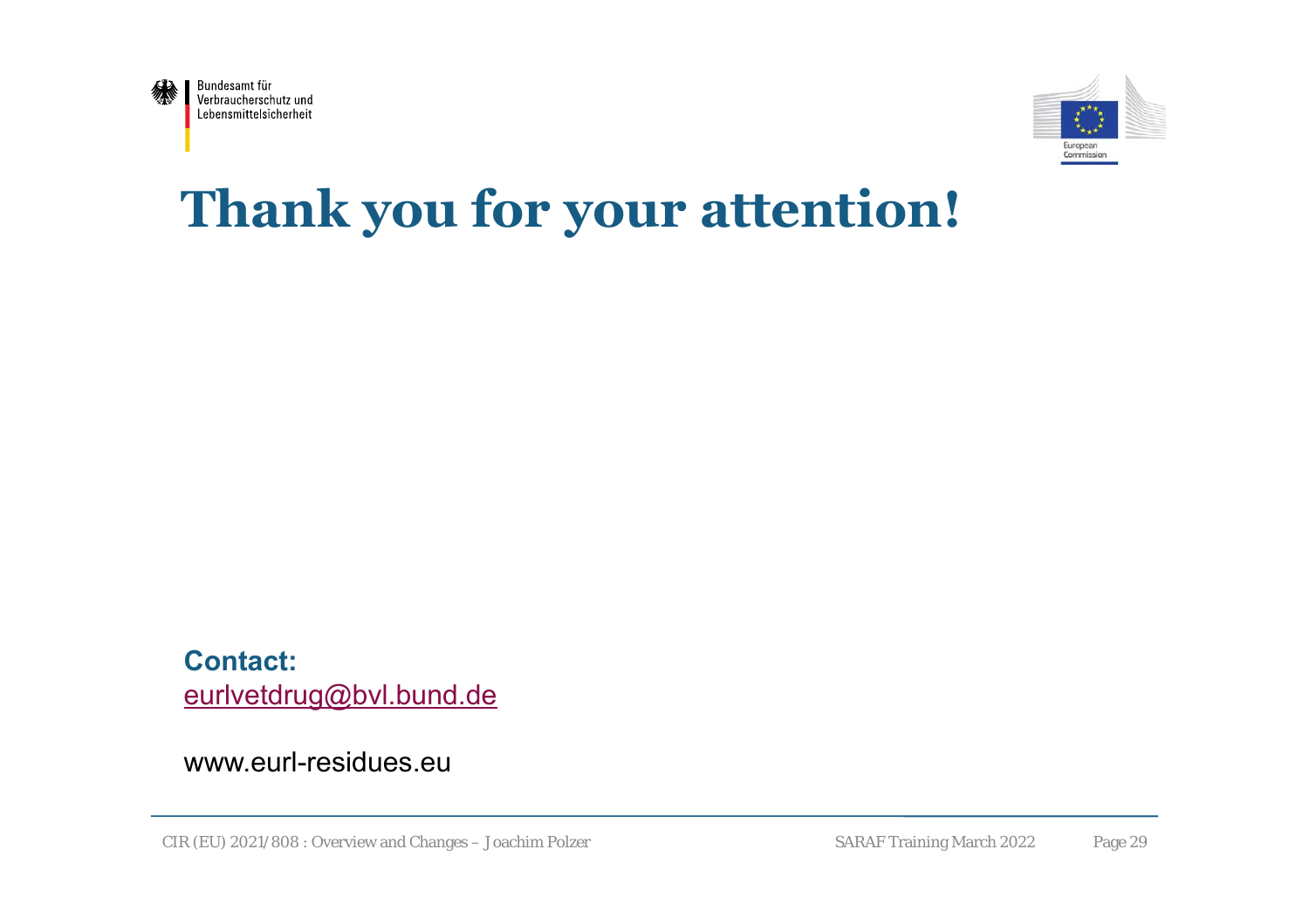# Thank you for your attention!

**Contact:**
eurlvetdrug@bvl.bund.de

www.eurl-residues.eu